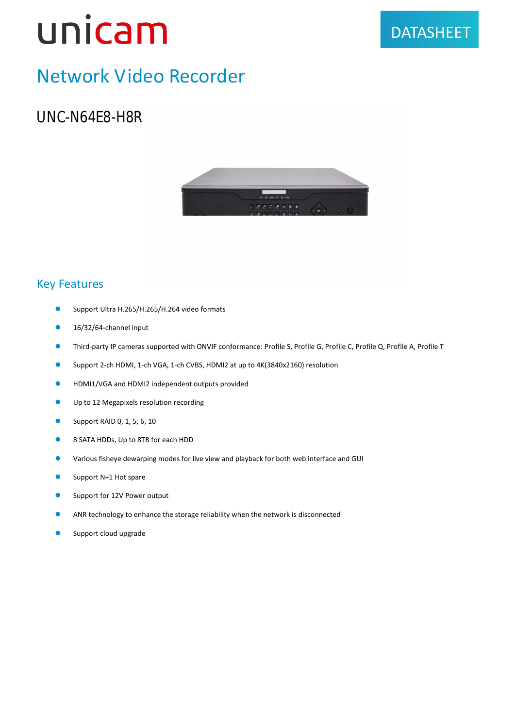unicam

DATASHEET

# Network Video Recorder

## UNC-N64E8-H8R

## Key Features

- Support Ultra H.265/H.265/H.264 video formats
- 16/32/64-channel input
- Third-party IP cameras supported with ONVIF conformance: Profile S, Profile G, Profile C, Profile Q, Profile A, Profile T
- Support 2-ch HDMI, 1-ch VGA, 1-ch CVBS, HDMI2 at up to 4K(3840x2160) resolution
- HDMI1/VGA and HDMI2 independent outputs provided
- Up to 12 Megapixels resolution recording
- Support RAID 0, 1, 5, 6, 10
- 8 SATA HDDs, Up to 8TB for each HDD
- Various fisheye dewarping modes for live view and playback for both web interface and GUI
- Support N+1 Hot spare
- Support for 12V Power output
- ANR technology to enhance the storage reliability when the network is disconnected
- Support cloud upgrade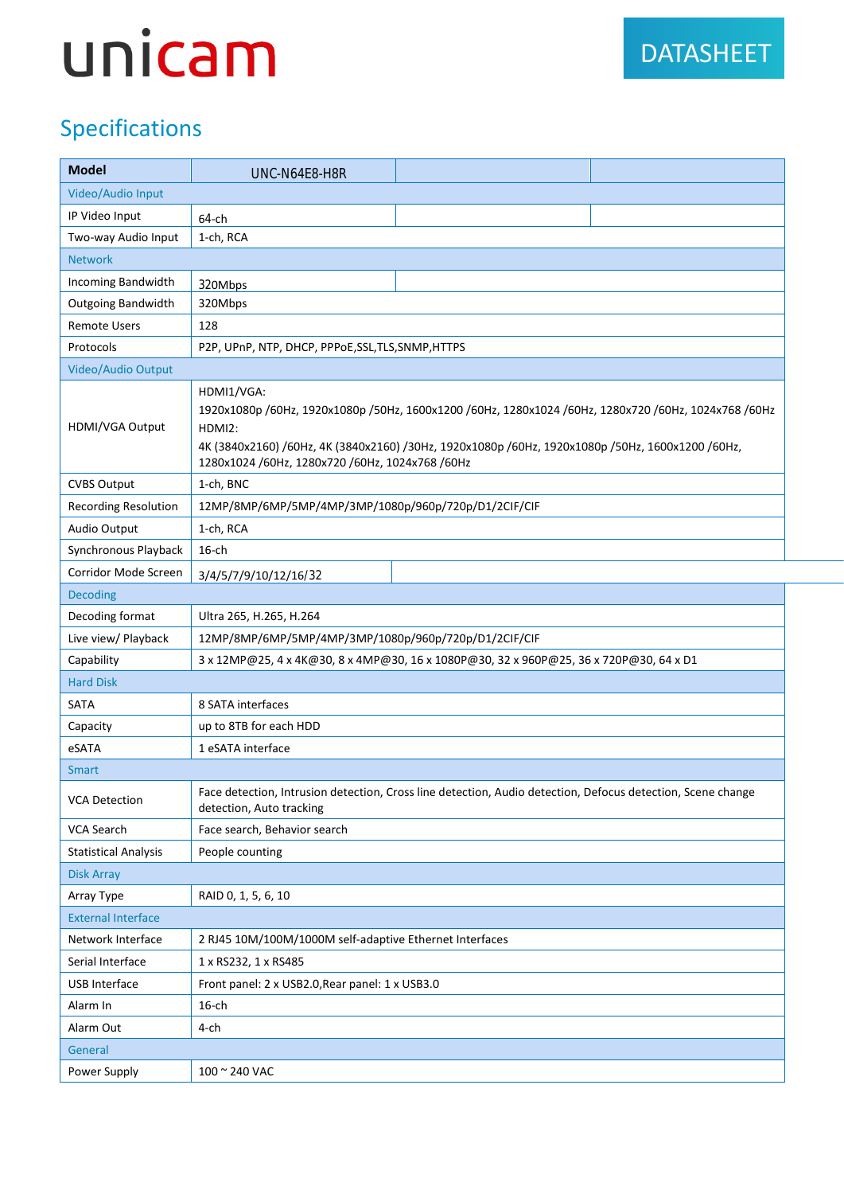# unicam

DATASHEET

## Specifications

| Model | UNC-N64E8-H8R |
|---|---|
| **Video/Audio Input** | |
| IP Video Input | 64-ch |
| Two-way Audio Input | 1-ch, RCA |
| **Network** | |
| Incoming Bandwidth | 320Mbps |
| Outgoing Bandwidth | 320Mbps |
| Remote Users | 128 |
| Protocols | P2P, UPnP, NTP, DHCP, PPPoE,SSL,TLS,SNMP,HTTPS |
| **Video/Audio Output** | |
| HDMI/VGA Output | HDMI1/VGA:<br>1920x1080p /60Hz, 1920x1080p /50Hz, 1600x1200 /60Hz, 1280x1024 /60Hz, 1280x720 /60Hz, 1024x768 /60Hz<br>HDMI2:<br>4K (3840x2160) /60Hz, 4K (3840x2160) /30Hz, 1920x1080p /60Hz, 1920x1080p /50Hz, 1600x1200 /60Hz, 1280x1024 /60Hz, 1280x720 /60Hz, 1024x768 /60Hz |
| CVBS Output | 1-ch, BNC |
| Recording Resolution | 12MP/8MP/6MP/5MP/4MP/3MP/1080p/960p/720p/D1/2CIF/CIF |
| Audio Output | 1-ch, RCA |
| Synchronous Playback | 16-ch |
| Corridor Mode Screen | 3/4/5/7/9/10/12/16/32 |
| **Decoding** | |
| Decoding format | Ultra 265, H.265, H.264 |
| Live view/ Playback | 12MP/8MP/6MP/5MP/4MP/3MP/1080p/960p/720p/D1/2CIF/CIF |
| Capability | 3 x 12MP@25, 4 x 4K@30, 8 x 4MP@30, 16 x 1080P@30, 32 x 960P@25, 36 x 720P@30, 64 x D1 |
| **Hard Disk** | |
| SATA | 8 SATA interfaces |
| Capacity | up to 8TB for each HDD |
| eSATA | 1 eSATA interface |
| **Smart** | |
| VCA Detection | Face detection, Intrusion detection, Cross line detection, Audio detection, Defocus detection, Scene change detection, Auto tracking |
| VCA Search | Face search, Behavior search |
| Statistical Analysis | People counting |
| **Disk Array** | |
| Array Type | RAID 0, 1, 5, 6, 10 |
| **External Interface** | |
| Network Interface | 2 RJ45 10M/100M/1000M self-adaptive Ethernet Interfaces |
| Serial Interface | 1 x RS232, 1 x RS485 |
| USB Interface | Front panel: 2 x USB2.0,Rear panel: 1 x USB3.0 |
| Alarm In | 16-ch |
| Alarm Out | 4-ch |
| **General** | |
| Power Supply | 100 ~ 240 VAC |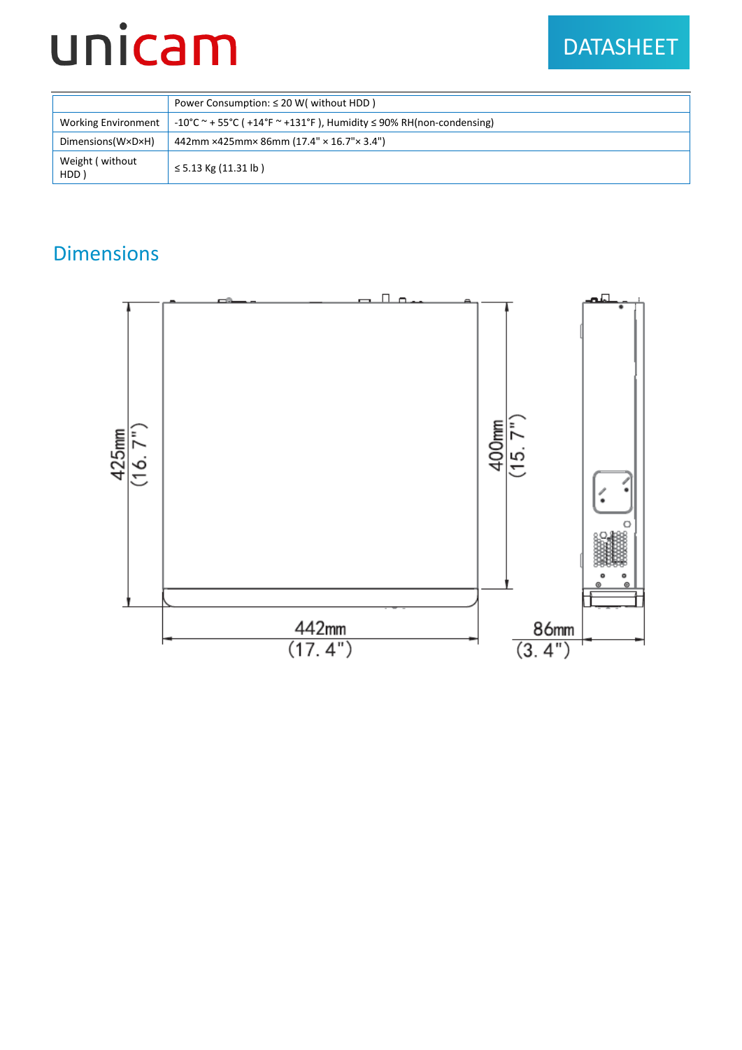| | Power Consumption: ≤ 20 W( without HDD ) |
|---|---|
| Working Environment | -10°C ~ + 55°C ( +14°F ~ +131°F ), Humidity ≤ 90% RH(non-condensing) |
| Dimensions(W×D×H) | 442mm ×425mm× 86mm (17.4" × 16.7"× 3.4") |
| Weight ( without HDD ) | ≤ 5.13 Kg (11.31 lb ) |

## Dimensions

425mm (16. 7")

400mm (15. 7")

442mm (17. 4")

86mm (3. 4")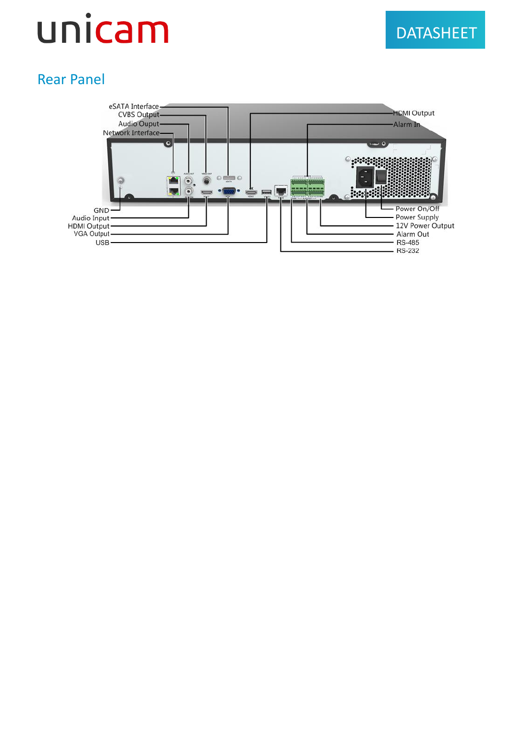# Rear Panel

eSATA Interface
CVBS Output
Audio Ouput
Network Interface
HDMI Output
Alarm In
GND
Audio Input
HDMI Output
VGA Output
USB
Power On/Off
Power Supply
12V Power Output
Alarm Out
RS-485
RS-232